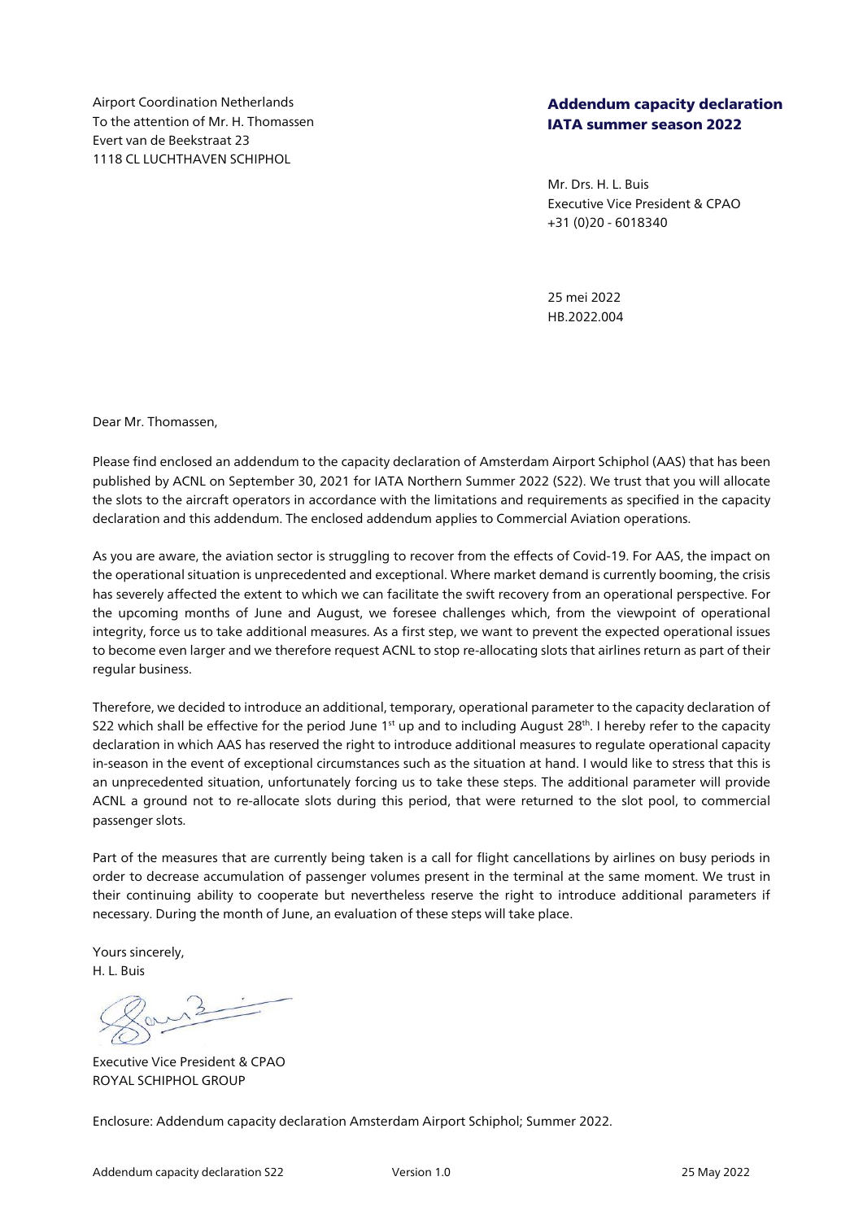Airport Coordination Netherlands
To the attention of Mr. H. Thomassen
Evert van de Beekstraat 23
1118 CL LUCHTHAVEN SCHIPHOL

## Addendum capacity declaration IATA summer season 2022

Mr. Drs. H. L. Buis
Executive Vice President & CPAO
+31 (0)20 - 6018340

25 mei 2022
HB.2022.004

Dear Mr. Thomassen,

Please find enclosed an addendum to the capacity declaration of Amsterdam Airport Schiphol (AAS) that has been published by ACNL on September 30, 2021 for IATA Northern Summer 2022 (S22). We trust that you will allocate the slots to the aircraft operators in accordance with the limitations and requirements as specified in the capacity declaration and this addendum. The enclosed addendum applies to Commercial Aviation operations.

As you are aware, the aviation sector is struggling to recover from the effects of Covid-19. For AAS, the impact on the operational situation is unprecedented and exceptional. Where market demand is currently booming, the crisis has severely affected the extent to which we can facilitate the swift recovery from an operational perspective. For the upcoming months of June and August, we foresee challenges which, from the viewpoint of operational integrity, force us to take additional measures. As a first step, we want to prevent the expected operational issues to become even larger and we therefore request ACNL to stop re-allocating slots that airlines return as part of their regular business.

Therefore, we decided to introduce an additional, temporary, operational parameter to the capacity declaration of S22 which shall be effective for the period June 1st up and to including August 28th. I hereby refer to the capacity declaration in which AAS has reserved the right to introduce additional measures to regulate operational capacity in-season in the event of exceptional circumstances such as the situation at hand. I would like to stress that this is an unprecedented situation, unfortunately forcing us to take these steps. The additional parameter will provide ACNL a ground not to re-allocate slots during this period, that were returned to the slot pool, to commercial passenger slots.

Part of the measures that are currently being taken is a call for flight cancellations by airlines on busy periods in order to decrease accumulation of passenger volumes present in the terminal at the same moment. We trust in their continuing ability to cooperate but nevertheless reserve the right to introduce additional parameters if necessary. During the month of June, an evaluation of these steps will take place.

Yours sincerely,
H. L. Buis

Executive Vice President & CPAO
ROYAL SCHIPHOL GROUP

Enclosure: Addendum capacity declaration Amsterdam Airport Schiphol; Summer 2022.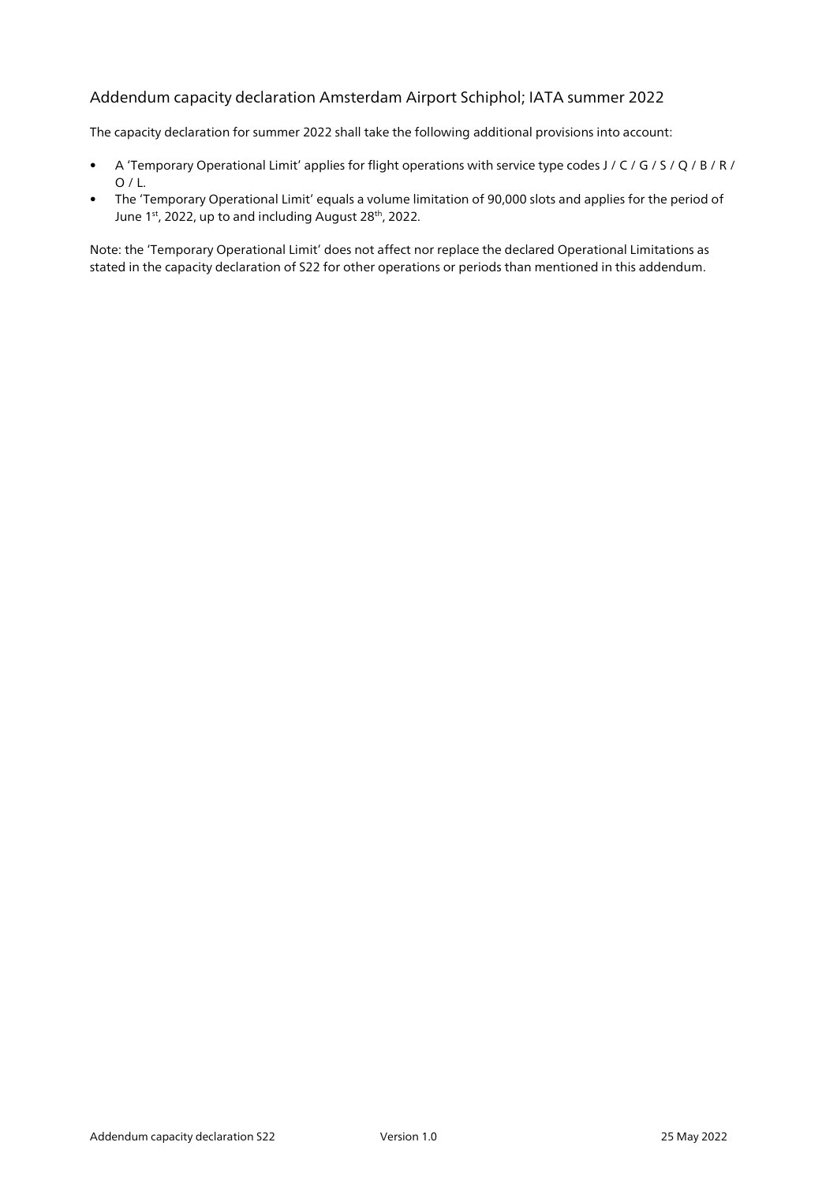## Addendum capacity declaration Amsterdam Airport Schiphol; IATA summer 2022

The capacity declaration for summer 2022 shall take the following additional provisions into account:

- A 'Temporary Operational Limit' applies for flight operations with service type codes J / C / G / S / Q / B / R / O / L.
- The 'Temporary Operational Limit' equals a volume limitation of 90,000 slots and applies for the period of June 1st, 2022, up to and including August 28th, 2022.

Note: the 'Temporary Operational Limit' does not affect nor replace the declared Operational Limitations as stated in the capacity declaration of S22 for other operations or periods than mentioned in this addendum.